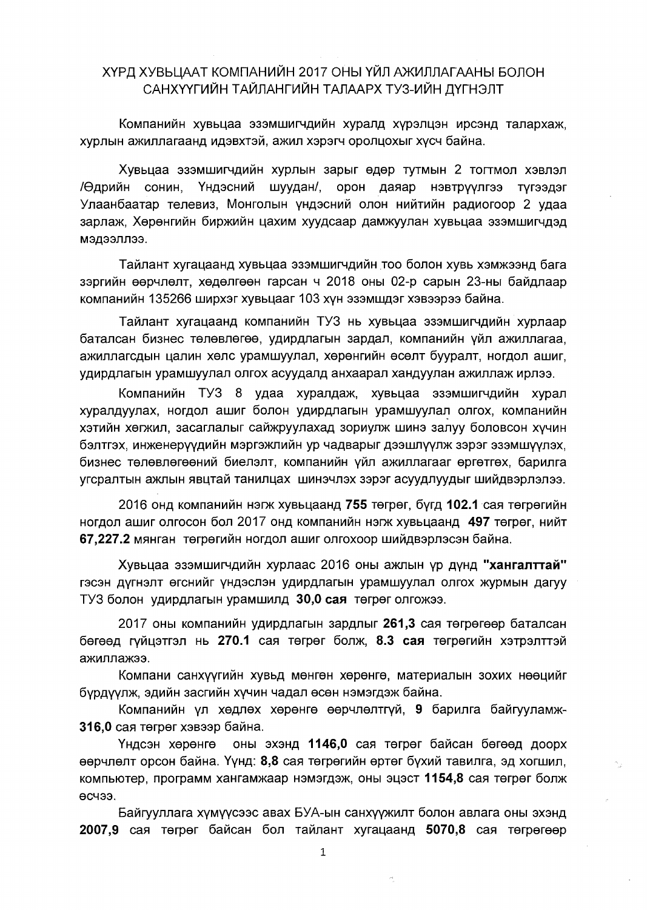# ХҮРД ХУВЬЦААТ КОМПАНИЙН 2017 ОНЫ ҮЙЛ АЖИЛЛАГААНЫ БОЛОН САНХҮҮГИЙН ТАЙЛАНГИЙН ТАЛААРХ ТУЗ-ИЙН ДҮГНЭЛТ

Компанийн хувьцаа эзэмшигчдийн хуралд хүрэлцэн ирсэнд талархаж, хурлын ажиллагаанд идэвхтэй, ажил хэрэгч оролцохыг хүсч байна.

Хувьцаа эзэмшигчдийн хурлын зарыг өдөр тутмын 2 тогтмол хэвлэл /Өдрийн сонин, Үндэсний шуудан/, орон даяар нэвтрүүлгээ түгээдэг Улаанбаатар телевиз, Монголын үндэсний олон нийтийн радиогоор 2 удаа зарлаж, Хөрөнгийн биржийн цахим хуудсаар дамжуулан хувьцаа эзэмшигчдэд мэдээллээ.

Тайлант хугацаанд хувьцаа эзэмшигчдийн тоо болон хувь хэмжээнд бага зэргийн өөрчлөлт, хөдөлгөөн гарсан ч 2018 оны 02-р сарын 23-ны байдлаар компанийн 135266 ширхэг хувьцааг 103 хүн эзэмшдэг хэвээрээ байна.

Тайлант хугацаанд компанийн ТУЗ нь хувьцаа эзэмшигчдийн хурлаар баталсан бизнес төлөвлөгөө, удирдлагын зардал, компанийн үйл ажиллагаа, ажиллагсдын цалин хөлс урамшуулал, хөрөнгийн өсөлт бууралт, ногдол ашиг, удирдлагын урамшуулал олгох асуудалд анхаарал хандуулан ажиллаж ирлээ.

Компанийн ТУЗ 8 удаа хуралдаж, хувьцаа эзэмшигчдийн хурал хуралдуулах, ногдол ашиг болон удирдлагын урамшуулал олгох, компанийн хэтийн хөгжил, засаглалыг сайжруулахад зориулж шинэ залуу боловсон хүчин бэлтгэх, инженерүүдийн мэргэжлийн ур чадварыг дээшлүүлж зэрэг эзэмшүүлэх, бизнес төлөвлөгөөний биелэлт, компанийн үйл ажиллагааг өргөтгөх, барилга угсралтын ажлын явцтай танилцах шинэчлэх зэрэг асуудлуудыг шийдвэрлэлээ.

2016 онд компанийн нэгж хувьцаанд **755** төгрөг, бүгд **102.1** сая төгрөгийн ногдол ашиг олгосон бол 2017 онд компанийн нэгж хувьцаанд **497** төгрөг, нийт **67,227.2** мянган төгрөгийн ногдол ашиг олгохоор шийдвэрлэсэн байна.

Хувьцаа эзэмшигчдийн хурлаас 2016 оны ажлын үр дүнд **"хангалттай"** гэсэн дүгнэлт өгснийг үндэслэн удирдлагын урамшуулал олгох журмын дагуу ТУЗ болон удирдлагын урамшилд **30,0 сая** төгрөг олгожээ.

2017 оны компанийн удирдлагын зардлыг **261,3** сая төгрөгөөр баталсан бөгөөд гүйцэтгэл нь **270.1** сая төгрөг болж, **8.3 сая** төгрөгийн хэтрэлттэй ажиллажээ.

Компани санхүүгийн хувьд мөнгөн хөрөнгө, материалын зохих нөөцийг бүрдүүлж, эдийн засгийн хүчин чадал өсөн нэмэгдэж байна.

Компанийн үл хөдлөх хөрөнгө өөрчлөлтгүй, **9** барилга байгууламж- **316,0** сая төгрөг хэвээр байна.

Үндсэн хөрөнгө оны эхэнд **1146,0** сая төгрөг байсан бөгөөд доорх өөрчлөлт орсон байна. Үүнд: **8,8** сая төгрөгийн өртөг бүхий тавилга, эд хогшил, компьютер, программ хангамжаар нэмэгдэж, оны эцэст **1154,8** сая төгрөг болж өсчээ.

Байгууллага хүмүүсээс авах БУА-ын санхүүжилт болон авлага оны эхэнд **2007,9** сая төгрөг байсан бол тайлант хугацаанд **5070,8** сая төгрөгөөр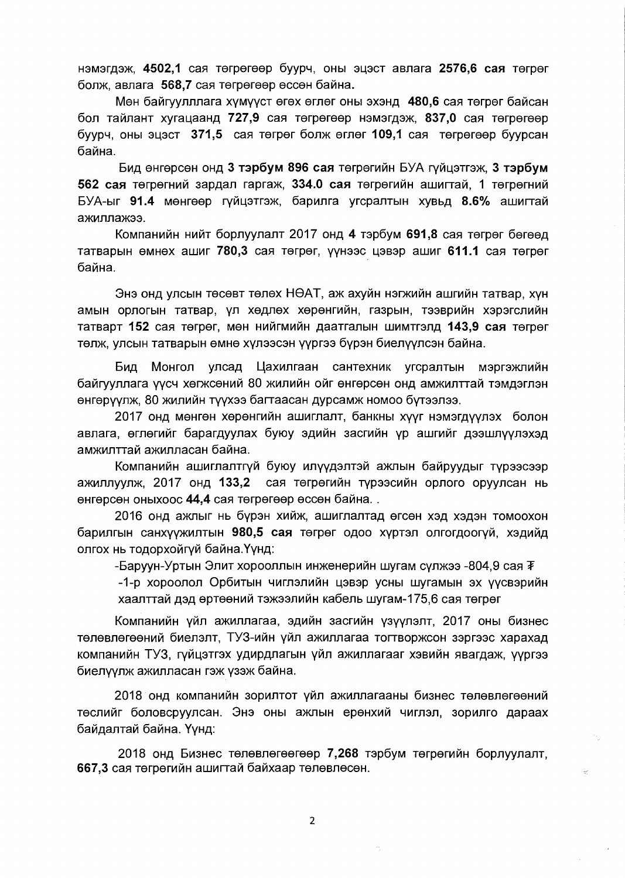нэмэгдэж, **4502,1** сая төгрөгөөр буурч, оны эцэст авлага **2576,6 сая** төгрөг болж, авлага **568,7** сая төгрөгөөр өссөн байна**.**

Мөн байгууллага хүмүүст өгөх өглөг оны эхэнд **480,6** сая төгрөг байсан бол тайлант хугацаанд **727,9** сая төгрөгөөр нэмэгдэж, **837,0** сая төгрөгөөр буурч, оны эцэст **371,5** сая төгрөг болж өглөг **109,1** сая төгрөгөөр буурсан байна.

Бид өнгөрсөн онд **3 тэрбум 896 сая** төгрөгийн БУА гүйцэтгэж, **3 тэрбум 562 сая** төгрөгний зардал гаргаж, **334.0 сая** төгрөгийн ашигтай, 1 төгрөгний БУА-ыг **91.4** мөнгөөр гүйцэтгэж, барилга угсралтын хувьд **8.6%** ашигтай ажиллажээ.

Компанийн нийт борлуулалт 2017 онд **4** тэрбум **691,8** сая төгрөг бөгөөд татварын өмнөх ашиг **780,3** сая төгрөг, үүнээс цэвэр ашиг **611.1** сая төгрөг байна.

Энэ онд улсын төсөвт төлөх НӨАТ, аж ахуйн нэгжийн ашгийн татвар, хүн амын орлогын татвар, үл хөдлөх хөрөнгийн, газрын, тээврийн хэрэгслийн татварт **152** сая төгрөг, мөн нийгмийн даатгалын шимтгэлд **143,9 сая** төгрөг төлж, улсын татварын өмнө хүлээсэн үүргээ бүрэн биелүүлсэн байна.

Бид Монгол улсад Цахилгаан сантехник угсралтын мэргэжлийн байгууллага үүсч хөгжсөний 80 жилийн ойг өнгөрсөн онд амжилттай тэмдэглэн өнгөрүүлж, 80 жилийн түүхээ багтаасан дурсамж номоо бүтээлээ.

2017 онд мөнгөн хөрөнгийн ашиглалт, банкны хүүг нэмэгдүүлэх болон авлага, өглөгийг барагдуулах буюу эдийн засгийн үр ашгийг дээшлүүлэхэд амжилттай ажилласан байна.

Компанийн ашиглалтгүй буюу илүүдэлтэй ажлын байруудыг түрээсээр ажиллуулж, 2017 онд **133,2** сая төгрөгийн түрээсийн орлого оруулсан нь өнгөрсөн оныхоос **44,4** сая төгрөгөөр өссөн байна. .

2016 онд ажлыг нь бүрэн хийж, ашиглалтад өгсөн хэд хэдэн томоохон барилгын санхүүжилтын **980,5 сая** төгрөг одоо хүртэл олгогдоогүй, хэдийд олгох нь тодорхойгүй байна.Үүнд:

-Баруун-Уртын Элит хорооллын инженерийн шугам сүлжээ -804,9 сая ₮

-1-р хороолол Орбитын чиглэлийн цэвэр усны шугамын эх үүсвэрийн хаалттай дэд өртөөний тэжээлийн кабель шугам-175,6 сая төгрөг

Компанийн үйл ажиллагаа, эдийн засгийн үзүүлэлт, 2017 оны бизнес төлөвлөгөөний биелэлт, ТУЗ-ийн үйл ажиллагаа тогтворжсон зэргээс харахад компанийн ТУЗ, гүйцэтгэх удирдлагын үйл ажиллагааг хэвийн явагдаж, үүргээ биелүүлж ажилласан гэж үзэж байна.

2018 онд компанийн зорилтот үйл ажиллагааны бизнес төлөвлөгөөний төслийг боловсруулсан. Энэ оны ажлын ерөнхий чиглэл, зорилго дараах байдалтай байна. Үүнд:

2018 онд Бизнес төлөвлөгөөгөөр **7,268** тэрбум төгрөгийн борлуулалт, **667,3** сая төгрөгийн ашигтай байхаар төлөвлөсөн.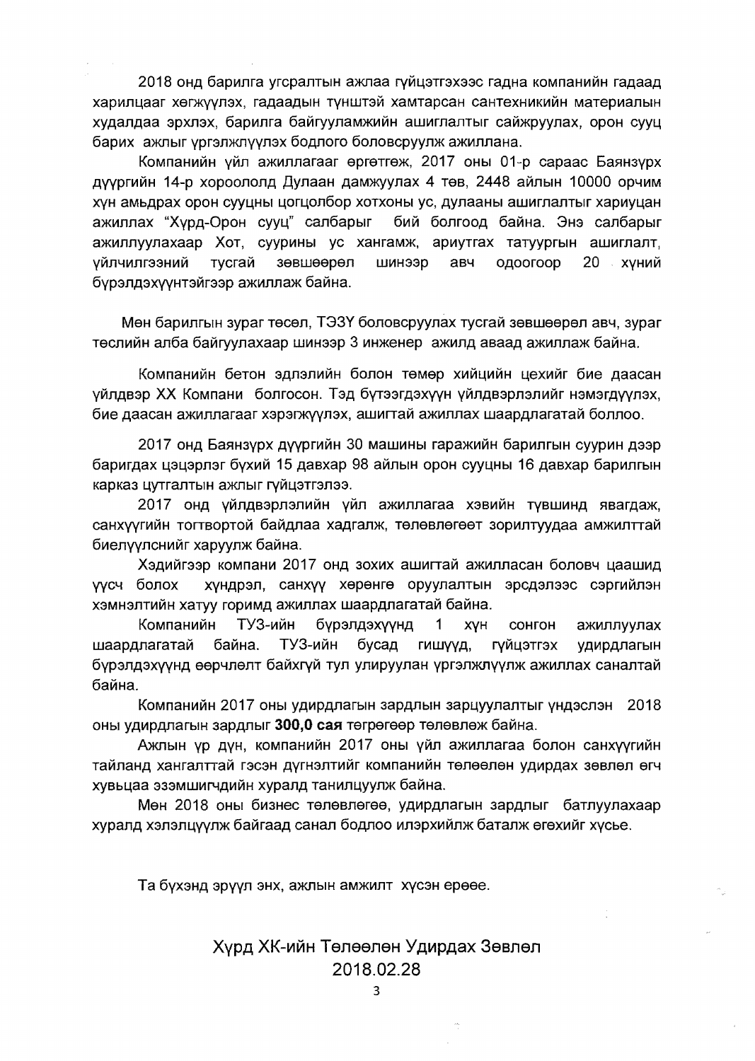2018 онд барилга угсралтын ажлаа гүйцэтгэхээс гадна компанийн гадаад харилцааг хөгжүүлэх, гадаадын түнштэй хамтарсан сантехникийн материалын худалдаа эрхлэх, барилга байгууламжийн ашиглалтыг сайжруулах, орон сууц барих ажлыг үргэлжлүүлэх бодлого боловсруулж ажиллана.

Компанийн үйл ажиллагааг өргөтгөж, 2017 оны 01-р сараас Баянзүрх дүүргийн 14-р хороололд Дулаан дамжуулах 4 төв, 2448 айлын 10000 орчим хүн амьдрах орон сууцны цогцолбор хотхоны ус, дулааны ашиглалтыг хариуцан ажиллах "Хүрд-Орон сууц" салбарыг бий болгоод байна. Энэ салбарыг ажиллуулахаар Хот, суурины ус хангамж, ариутгах татуургын ашиглалт, үйлчилгээний тусгай зөвшөөрөл шинээр авч одоогоор 20 хүний бүрэлдэхүүнтэйгээр ажиллаж байна.

Мөн барилгын зураг төсөл, ТЭЗҮ боловсруулах тусгай зөвшөөрөл авч, зураг төслийн алба байгуулахаар шинээр 3 инженер ажилд аваад ажиллаж байна.

Компанийн бетон эдлэлийн болон төмөр хийцийн цехийг бие даасан үйлдвэр ХХ Компани болгосон. Тэд бүтээгдэхүүн үйлдвэрлэлийг нэмэгдүүлэх, бие даасан ажиллагааг хэрэгжүүлэх, ашигтай ажиллах шаардлагатай боллоо.

2017 онд Баянзүрх дүүргийн 30 машины гаражийн барилгын суурин дээр баригдах цэцэрлэг бүхий 15 давхар 98 айлын орон сууцны 16 давхар барилгын карказ цутгалтын ажлыг гүйцэтгэлээ.

2017 онд үйлдвэрлэлийн үйл ажиллагаа хэвийн түвшинд явагдаж, санхүүгийн тогтвортой байдлаа хадгалж, төлөвлөгөөт зорилтуудаа амжилттай биелүүлснийг харуулж байна.

Хэдийгээр компани 2017 онд зохих ашигтай ажилласан боловч цаашид үүсч болох хүндрэл, санхүү хөрөнгө оруулалтын эрсдэлээс сэргийлэн хэмнэлтийн хатуу горимд ажиллах шаардлагатай байна.

Компанийн ТУЗ-ийн бүрэлдэхүүнд 1 хүн сонгон ажиллуулах шаардлагатай байна. ТУЗ-ийн бусад гишүүд, гүйцэтгэх удирдлагын бүрэлдэхүүнд өөрчлөлт байхгүй тул улируулан үргэлжлүүлж ажиллах саналтай байна.

Компанийн 2017 оны удирдлагын зардлын зарцуулалтыг үндэслэн 2018 оны удирдлагын зардлыг **300,0 сая** төгрөгөөр төлөвлөж байна.

Ажлын үр дүн, компанийн 2017 оны үйл ажиллагаа болон санхүүгийн тайланд хангалттай гэсэн дүгнэлтийг компанийн төлөөлөн удирдах зөвлөл өгч хувьцаа эзэмшигчдийн хуралд танилцуулж байна.

Мөн 2018 оны бизнес төлөвлөгөө, удирдлагын зардлыг батлуулахаар хуралд хэлэлцүүлж байгаад санал бодлоо илэрхийлж баталж өгөхийг хүсье.

Та бүхэнд эрүүл энх, ажлын амжилт хүсэн ерөөе.

Хүрд ХК-ийн Төлөөлөн Удирдах Зөвлөл
2018.02.28